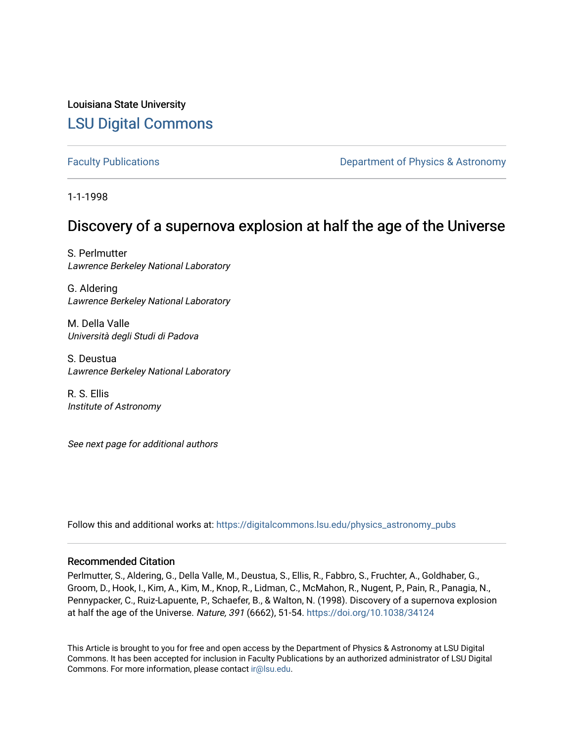Louisiana State University

# LSU Digital Commons

Faculty Publications

Department of Physics & Astronomy

1-1-1998

# Discovery of a supernova explosion at half the age of the Universe

S. Perlmutter
*Lawrence Berkeley National Laboratory*

G. Aldering
*Lawrence Berkeley National Laboratory*

M. Della Valle
*Università degli Studi di Padova*

S. Deustua
*Lawrence Berkeley National Laboratory*

R. S. Ellis
*Institute of Astronomy*

*See next page for additional authors*

Follow this and additional works at: https://digitalcommons.lsu.edu/physics_astronomy_pubs

## Recommended Citation

Perlmutter, S., Aldering, G., Della Valle, M., Deustua, S., Ellis, R., Fabbro, S., Fruchter, A., Goldhaber, G., Groom, D., Hook, I., Kim, A., Kim, M., Knop, R., Lidman, C., McMahon, R., Nugent, P., Pain, R., Panagia, N., Pennypacker, C., Ruiz-Lapuente, P., Schaefer, B., & Walton, N. (1998). Discovery of a supernova explosion at half the age of the Universe. *Nature, 391* (6662), 51-54. https://doi.org/10.1038/34124

This Article is brought to you for free and open access by the Department of Physics & Astronomy at LSU Digital Commons. It has been accepted for inclusion in Faculty Publications by an authorized administrator of LSU Digital Commons. For more information, please contact ir@lsu.edu.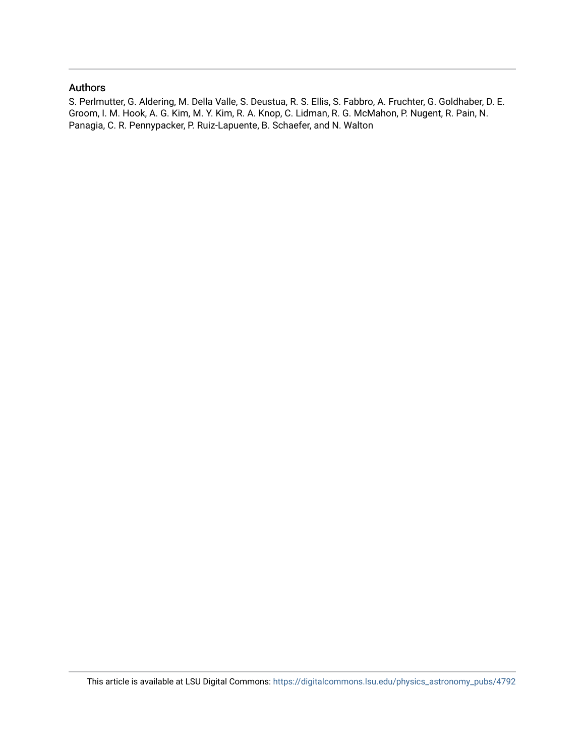## Authors

S. Perlmutter, G. Aldering, M. Della Valle, S. Deustua, R. S. Ellis, S. Fabbro, A. Fruchter, G. Goldhaber, D. E. Groom, I. M. Hook, A. G. Kim, M. Y. Kim, R. A. Knop, C. Lidman, R. G. McMahon, P. Nugent, R. Pain, N. Panagia, C. R. Pennypacker, P. Ruiz-Lapuente, B. Schaefer, and N. Walton

This article is available at LSU Digital Commons: https://digitalcommons.lsu.edu/physics_astronomy_pubs/4792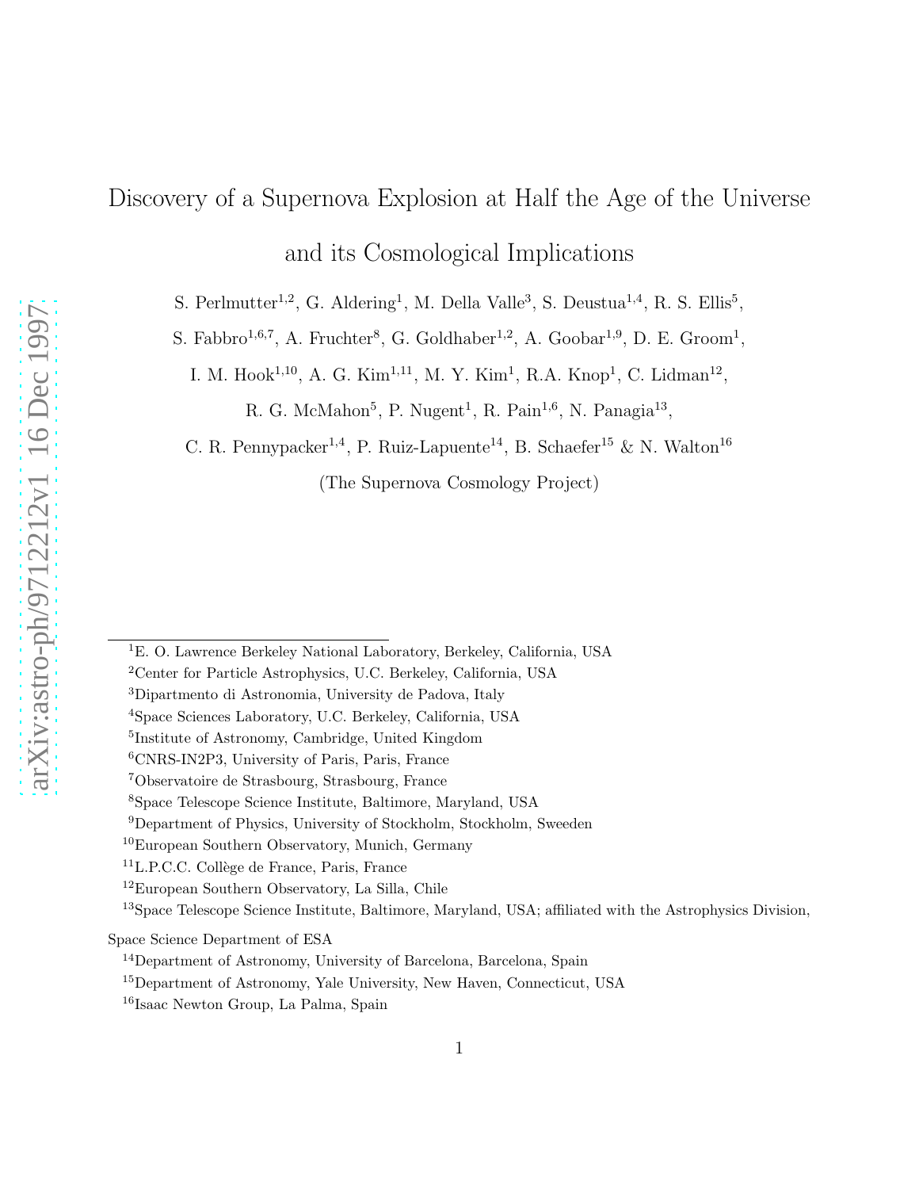# Discovery of a Supernova Explosion at Half the Age of the Universe and its Cosmological Implications

S. Perlmutter[1,2], G. Aldering[1], M. Della Valle[3], S. Deustua[1,4], R. S. Ellis[5],

S. Fabbro[1,6,7], A. Fruchter[8], G. Goldhaber[1,2], A. Goobar[1,9], D. E. Groom[1],

I. M. Hook[1,10], A. G. Kim[1,11], M. Y. Kim[1], R.A. Knop[1], C. Lidman[12],

R. G. McMahon[5], P. Nugent[1], R. Pain[1,6], N. Panagia[13],

C. R. Pennypacker[1,4], P. Ruiz-Lapuente[14], B. Schaefer[15] & N. Walton[16]

(The Supernova Cosmology Project)

---

[1]E. O. Lawrence Berkeley National Laboratory, Berkeley, California, USA

[2]Center for Particle Astrophysics, U.C. Berkeley, California, USA

[3]Dipartmento di Astronomia, University de Padova, Italy

[4]Space Sciences Laboratory, U.C. Berkeley, California, USA

[5]Institute of Astronomy, Cambridge, United Kingdom

[6]CNRS-IN2P3, University of Paris, Paris, France

[7]Observatoire de Strasbourg, Strasbourg, France

[8]Space Telescope Science Institute, Baltimore, Maryland, USA

[9]Department of Physics, University of Stockholm, Stockholm, Sweeden

[10]European Southern Observatory, Munich, Germany

[11]L.P.C.C. Collège de France, Paris, France

[12]European Southern Observatory, La Silla, Chile

[13]Space Telescope Science Institute, Baltimore, Maryland, USA; affiliated with the Astrophysics Division, Space Science Department of ESA

[14]Department of Astronomy, University of Barcelona, Barcelona, Spain

[15]Department of Astronomy, Yale University, New Haven, Connecticut, USA

[16]Isaac Newton Group, La Palma, Spain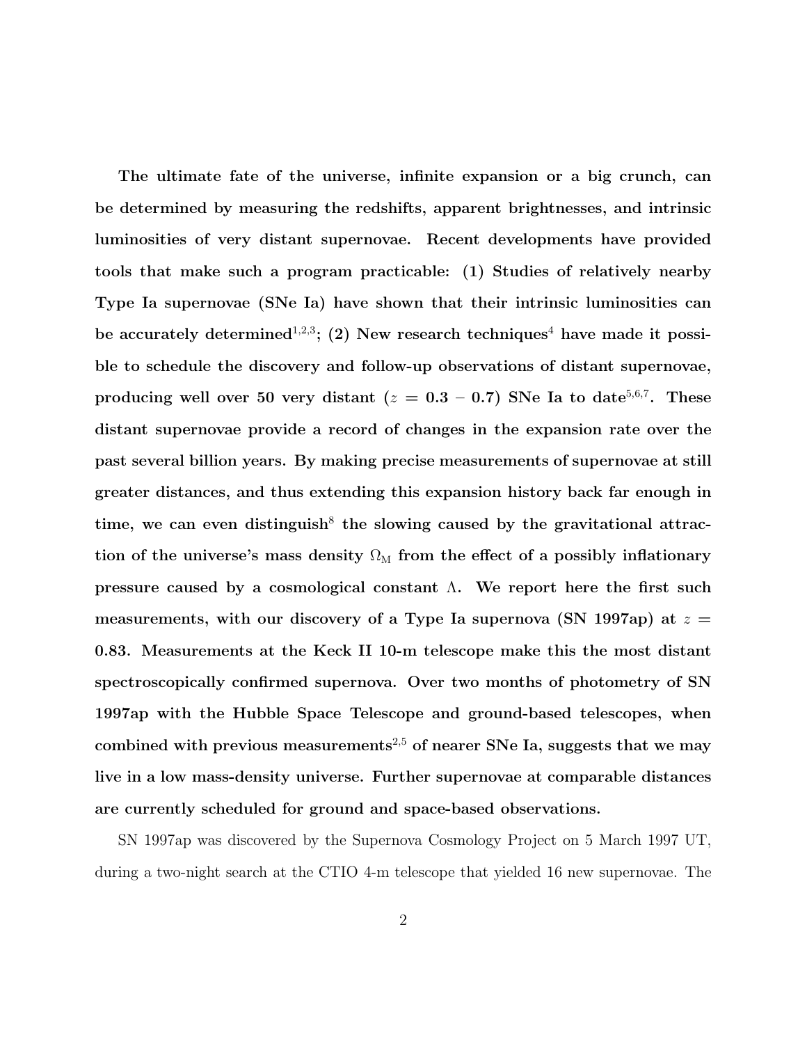**The ultimate fate of the universe, infinite expansion or a big crunch, can be determined by measuring the redshifts, apparent brightnesses, and intrinsic luminosities of very distant supernovae. Recent developments have provided tools that make such a program practicable: (1) Studies of relatively nearby Type Ia supernovae (SNe Ia) have shown that their intrinsic luminosities can be accurately determined[1,2,3]; (2) New research techniques[4] have made it possible to schedule the discovery and follow-up observations of distant supernovae, producing well over 50 very distant ($z = 0.3 - 0.7$) SNe Ia to date[5,6,7]. These distant supernovae provide a record of changes in the expansion rate over the past several billion years. By making precise measurements of supernovae at still greater distances, and thus extending this expansion history back far enough in time, we can even distinguish[8] the slowing caused by the gravitational attraction of the universe's mass density $\Omega_{\mathrm{M}}$ from the effect of a possibly inflationary pressure caused by a cosmological constant $\Lambda$. We report here the first such measurements, with our discovery of a Type Ia supernova (SN 1997ap) at $z = 0.83$. Measurements at the Keck II 10-m telescope make this the most distant spectroscopically confirmed supernova. Over two months of photometry of SN 1997ap with the Hubble Space Telescope and ground-based telescopes, when combined with previous measurements[2,5] of nearer SNe Ia, suggests that we may live in a low mass-density universe. Further supernovae at comparable distances are currently scheduled for ground and space-based observations.**

SN 1997ap was discovered by the Supernova Cosmology Project on 5 March 1997 UT, during a two-night search at the CTIO 4-m telescope that yielded 16 new supernovae. The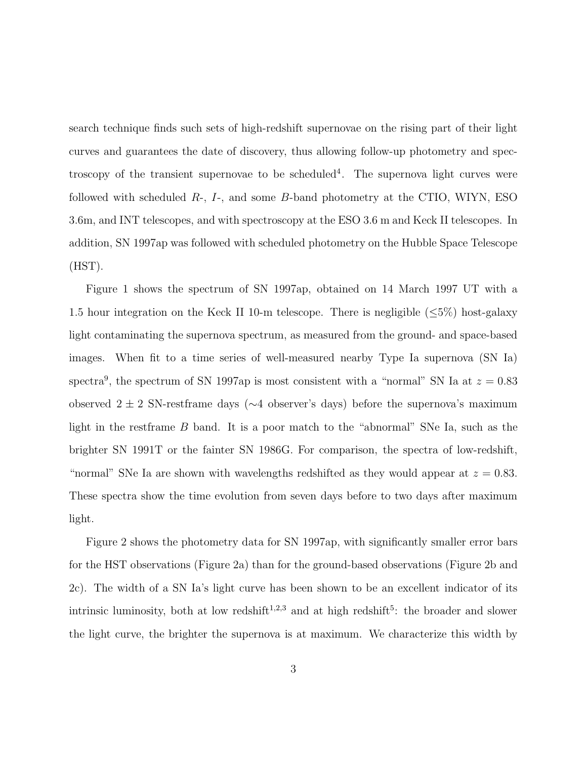search technique finds such sets of high-redshift supernovae on the rising part of their light curves and guarantees the date of discovery, thus allowing follow-up photometry and spectroscopy of the transient supernovae to be scheduled[4]. The supernova light curves were followed with scheduled $R$-, $I$-, and some $B$-band photometry at the CTIO, WIYN, ESO 3.6m, and INT telescopes, and with spectroscopy at the ESO 3.6 m and Keck II telescopes. In addition, SN 1997ap was followed with scheduled photometry on the Hubble Space Telescope (HST).

Figure 1 shows the spectrum of SN 1997ap, obtained on 14 March 1997 UT with a 1.5 hour integration on the Keck II 10-m telescope. There is negligible ($\leq$5%) host-galaxy light contaminating the supernova spectrum, as measured from the ground- and space-based images. When fit to a time series of well-measured nearby Type Ia supernova (SN Ia) spectra[9], the spectrum of SN 1997ap is most consistent with a "normal" SN Ia at $z = 0.83$ observed $2 \pm 2$ SN-restframe days ($\sim$4 observer's days) before the supernova's maximum light in the restframe $B$ band. It is a poor match to the "abnormal" SNe Ia, such as the brighter SN 1991T or the fainter SN 1986G. For comparison, the spectra of low-redshift, "normal" SNe Ia are shown with wavelengths redshifted as they would appear at $z = 0.83$. These spectra show the time evolution from seven days before to two days after maximum light.

Figure 2 shows the photometry data for SN 1997ap, with significantly smaller error bars for the HST observations (Figure 2a) than for the ground-based observations (Figure 2b and 2c). The width of a SN Ia's light curve has been shown to be an excellent indicator of its intrinsic luminosity, both at low redshift[1,2,3] and at high redshift[5]: the broader and slower the light curve, the brighter the supernova is at maximum. We characterize this width by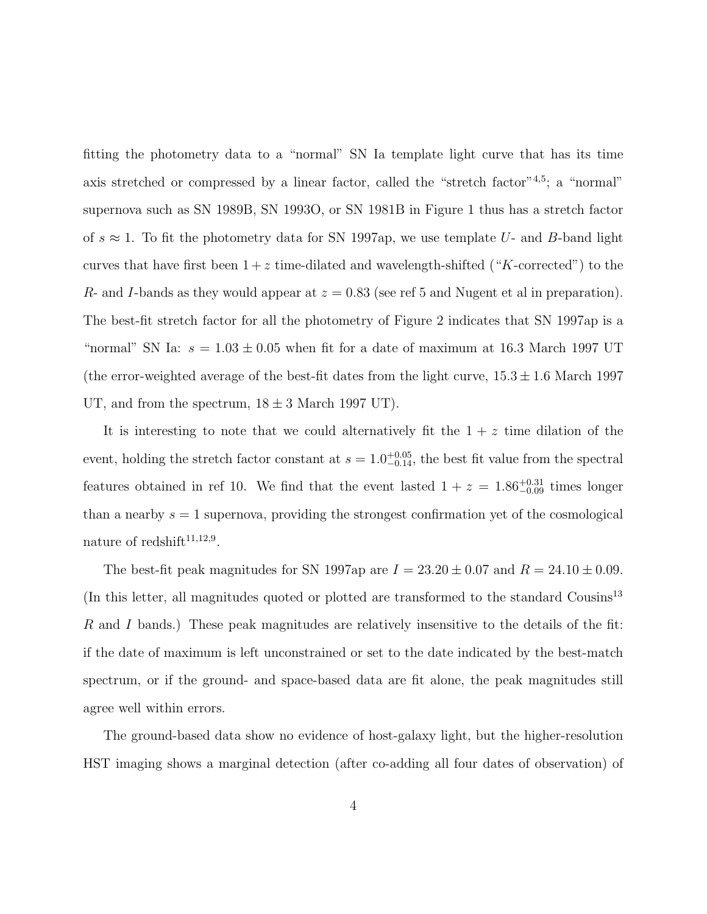fitting the photometry data to a "normal" SN Ia template light curve that has its time axis stretched or compressed by a linear factor, called the "stretch factor"[4,5]; a "normal" supernova such as SN 1989B, SN 1993O, or SN 1981B in Figure 1 thus has a stretch factor of $s \approx 1$. To fit the photometry data for SN 1997ap, we use template $U$- and $B$-band light curves that have first been $1+z$ time-dilated and wavelength-shifted ("$K$-corrected") to the $R$- and $I$-bands as they would appear at $z = 0.83$ (see ref 5 and Nugent et al in preparation). The best-fit stretch factor for all the photometry of Figure 2 indicates that SN 1997ap is a "normal" SN Ia: $s = 1.03 \pm 0.05$ when fit for a date of maximum at 16.3 March 1997 UT (the error-weighted average of the best-fit dates from the light curve, $15.3 \pm 1.6$ March 1997 UT, and from the spectrum, $18 \pm 3$ March 1997 UT).

It is interesting to note that we could alternatively fit the $1 + z$ time dilation of the event, holding the stretch factor constant at $s = 1.0^{+0.05}_{-0.14}$, the best fit value from the spectral features obtained in ref 10. We find that the event lasted $1 + z = 1.86^{+0.31}_{-0.09}$ times longer than a nearby $s = 1$ supernova, providing the strongest confirmation yet of the cosmological nature of redshift[11,12,9].

The best-fit peak magnitudes for SN 1997ap are $I = 23.20 \pm 0.07$ and $R = 24.10 \pm 0.09$. (In this letter, all magnitudes quoted or plotted are transformed to the standard Cousins[13] $R$ and $I$ bands.) These peak magnitudes are relatively insensitive to the details of the fit: if the date of maximum is left unconstrained or set to the date indicated by the best-match spectrum, or if the ground- and space-based data are fit alone, the peak magnitudes still agree well within errors.

The ground-based data show no evidence of host-galaxy light, but the higher-resolution HST imaging shows a marginal detection (after co-adding all four dates of observation) of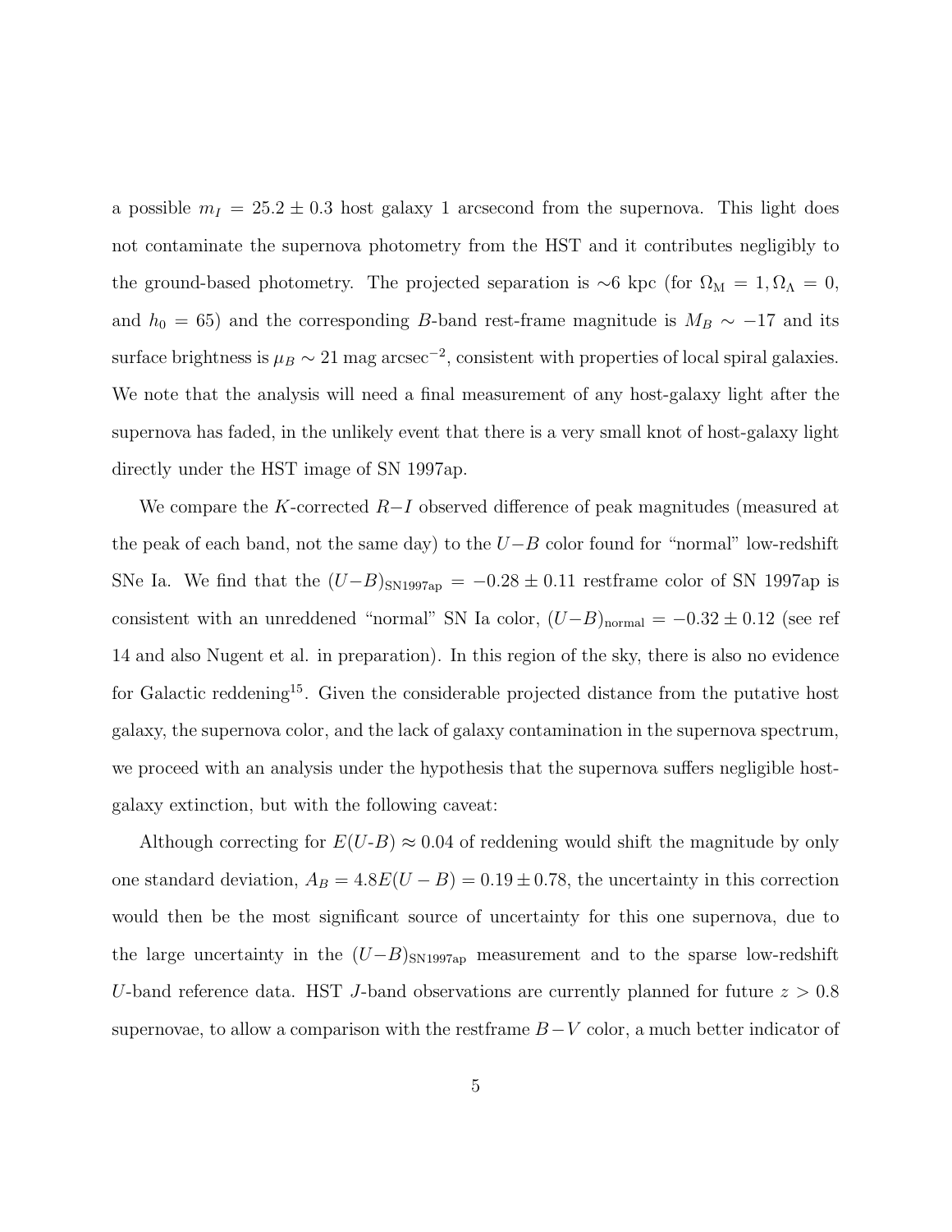a possible $m_I = 25.2 \pm 0.3$ host galaxy 1 arcsecond from the supernova. This light does not contaminate the supernova photometry from the HST and it contributes negligibly to the ground-based photometry. The projected separation is ~6 kpc (for $\Omega_{\rm M} = 1, \Omega_\Lambda = 0$, and $h_0 = 65$) and the corresponding $B$-band rest-frame magnitude is $M_B \sim -17$ and its surface brightness is $\mu_B \sim 21$ mag arcsec$^{-2}$, consistent with properties of local spiral galaxies. We note that the analysis will need a final measurement of any host-galaxy light after the supernova has faded, in the unlikely event that there is a very small knot of host-galaxy light directly under the HST image of SN 1997ap.

We compare the $K$-corrected $R-I$ observed difference of peak magnitudes (measured at the peak of each band, not the same day) to the $U-B$ color found for "normal" low-redshift SNe Ia. We find that the $(U-B)_{\rm SN1997ap} = -0.28 \pm 0.11$ restframe color of SN 1997ap is consistent with an unreddened "normal" SN Ia color, $(U-B)_{\rm normal} = -0.32 \pm 0.12$ (see ref 14 and also Nugent et al. in preparation). In this region of the sky, there is also no evidence for Galactic reddening[15]. Given the considerable projected distance from the putative host galaxy, the supernova color, and the lack of galaxy contamination in the supernova spectrum, we proceed with an analysis under the hypothesis that the supernova suffers negligible host-galaxy extinction, but with the following caveat:

Although correcting for $E(U\text{-}B) \approx 0.04$ of reddening would shift the magnitude by only one standard deviation, $A_B = 4.8E(U-B) = 0.19 \pm 0.78$, the uncertainty in this correction would then be the most significant source of uncertainty for this one supernova, due to the large uncertainty in the $(U-B)_{\rm SN1997ap}$ measurement and to the sparse low-redshift $U$-band reference data. HST $J$-band observations are currently planned for future $z > 0.8$ supernovae, to allow a comparison with the restframe $B-V$ color, a much better indicator of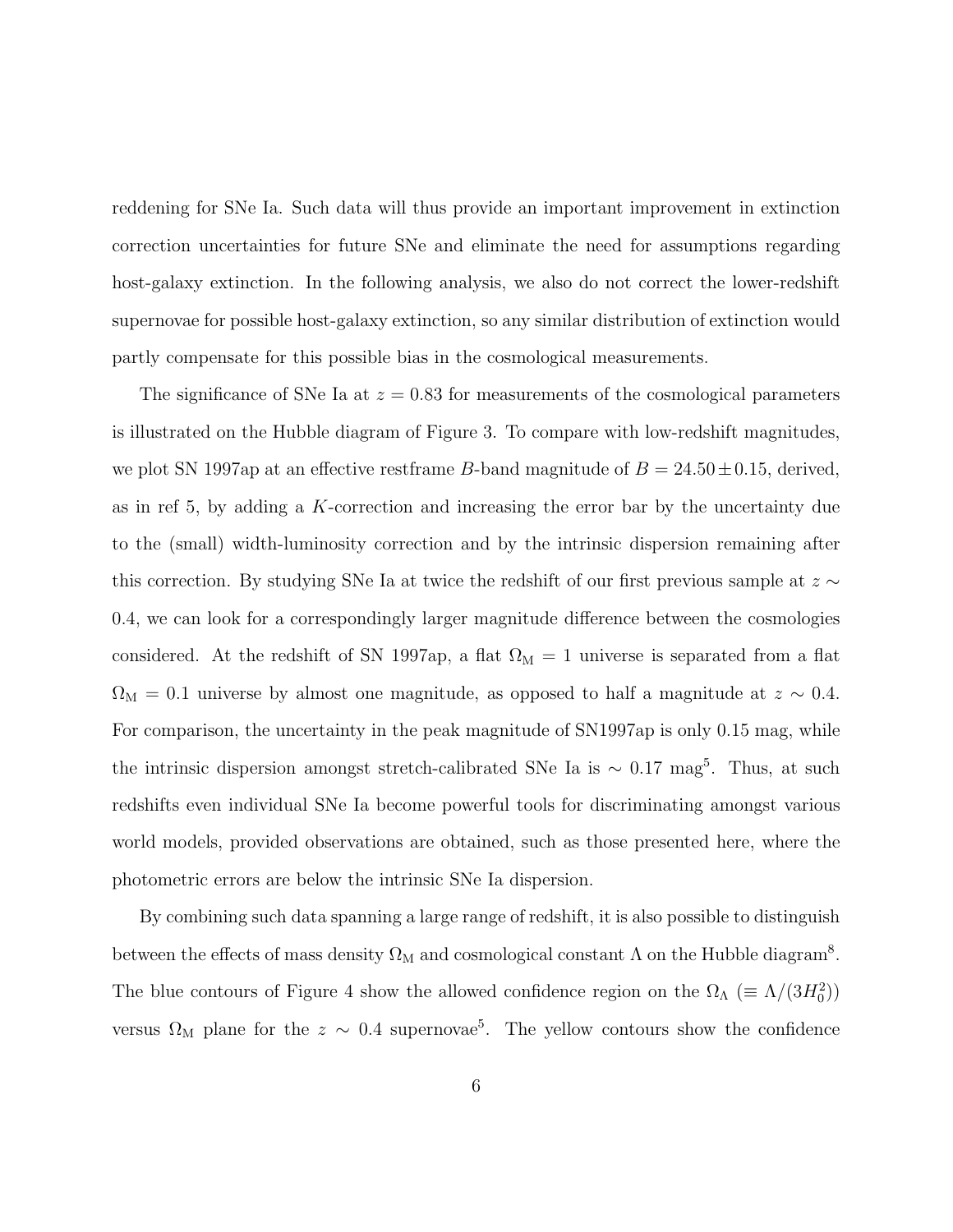reddening for SNe Ia. Such data will thus provide an important improvement in extinction correction uncertainties for future SNe and eliminate the need for assumptions regarding host-galaxy extinction. In the following analysis, we also do not correct the lower-redshift supernovae for possible host-galaxy extinction, so any similar distribution of extinction would partly compensate for this possible bias in the cosmological measurements.

The significance of SNe Ia at $z = 0.83$ for measurements of the cosmological parameters is illustrated on the Hubble diagram of Figure 3. To compare with low-redshift magnitudes, we plot SN 1997ap at an effective restframe $B$-band magnitude of $B = 24.50 \pm 0.15$, derived, as in ref 5, by adding a $K$-correction and increasing the error bar by the uncertainty due to the (small) width-luminosity correction and by the intrinsic dispersion remaining after this correction. By studying SNe Ia at twice the redshift of our first previous sample at $z \sim 0.4$, we can look for a correspondingly larger magnitude difference between the cosmologies considered. At the redshift of SN 1997ap, a flat $\Omega_{\mathrm{M}} = 1$ universe is separated from a flat $\Omega_{\mathrm{M}} = 0.1$ universe by almost one magnitude, as opposed to half a magnitude at $z \sim 0.4$. For comparison, the uncertainty in the peak magnitude of SN1997ap is only 0.15 mag, while the intrinsic dispersion amongst stretch-calibrated SNe Ia is $\sim 0.17$ mag[5]. Thus, at such redshifts even individual SNe Ia become powerful tools for discriminating amongst various world models, provided observations are obtained, such as those presented here, where the photometric errors are below the intrinsic SNe Ia dispersion.

By combining such data spanning a large range of redshift, it is also possible to distinguish between the effects of mass density $\Omega_{\mathrm{M}}$ and cosmological constant $\Lambda$ on the Hubble diagram[8]. The blue contours of Figure 4 show the allowed confidence region on the $\Omega_{\Lambda}$ ($\equiv \Lambda/(3H_0^2)$) versus $\Omega_{\mathrm{M}}$ plane for the $z \sim 0.4$ supernovae[5]. The yellow contours show the confidence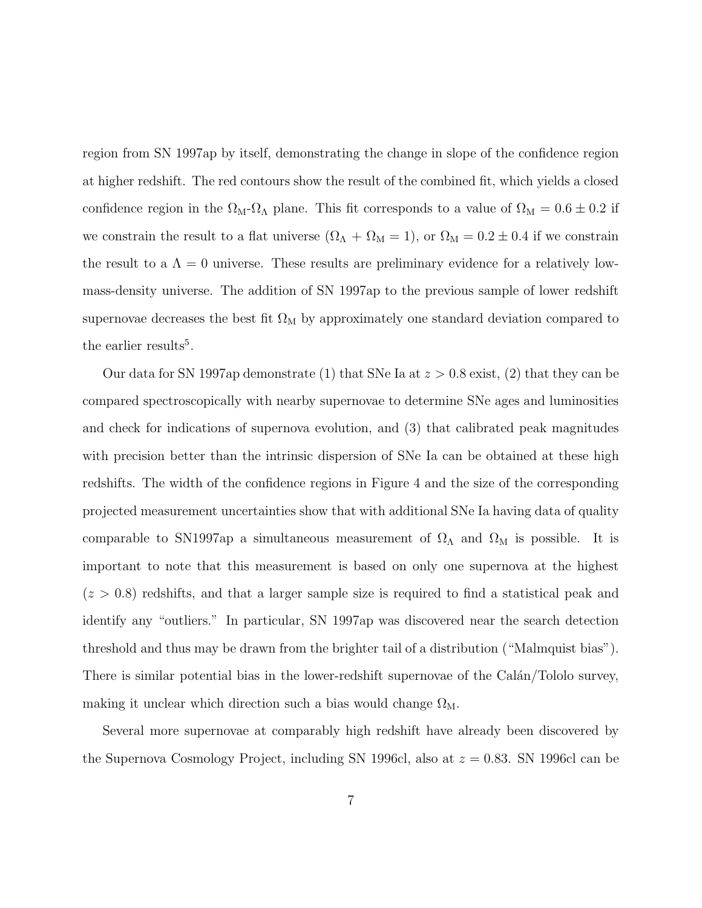region from SN 1997ap by itself, demonstrating the change in slope of the confidence region at higher redshift. The red contours show the result of the combined fit, which yields a closed confidence region in the $\Omega_M$-$\Omega_\Lambda$ plane. This fit corresponds to a value of $\Omega_M = 0.6 \pm 0.2$ if we constrain the result to a flat universe ($\Omega_\Lambda + \Omega_M = 1$), or $\Omega_M = 0.2 \pm 0.4$ if we constrain the result to a $\Lambda = 0$ universe. These results are preliminary evidence for a relatively low-mass-density universe. The addition of SN 1997ap to the previous sample of lower redshift supernovae decreases the best fit $\Omega_M$ by approximately one standard deviation compared to the earlier results[5].

Our data for SN 1997ap demonstrate (1) that SNe Ia at $z > 0.8$ exist, (2) that they can be compared spectroscopically with nearby supernovae to determine SNe ages and luminosities and check for indications of supernova evolution, and (3) that calibrated peak magnitudes with precision better than the intrinsic dispersion of SNe Ia can be obtained at these high redshifts. The width of the confidence regions in Figure 4 and the size of the corresponding projected measurement uncertainties show that with additional SNe Ia having data of quality comparable to SN1997ap a simultaneous measurement of $\Omega_\Lambda$ and $\Omega_M$ is possible. It is important to note that this measurement is based on only one supernova at the highest ($z > 0.8$) redshifts, and that a larger sample size is required to find a statistical peak and identify any "outliers." In particular, SN 1997ap was discovered near the search detection threshold and thus may be drawn from the brighter tail of a distribution ("Malmquist bias"). There is similar potential bias in the lower-redshift supernovae of the Calán/Tololo survey, making it unclear which direction such a bias would change $\Omega_M$.

Several more supernovae at comparably high redshift have already been discovered by the Supernova Cosmology Project, including SN 1996cl, also at $z = 0.83$. SN 1996cl can be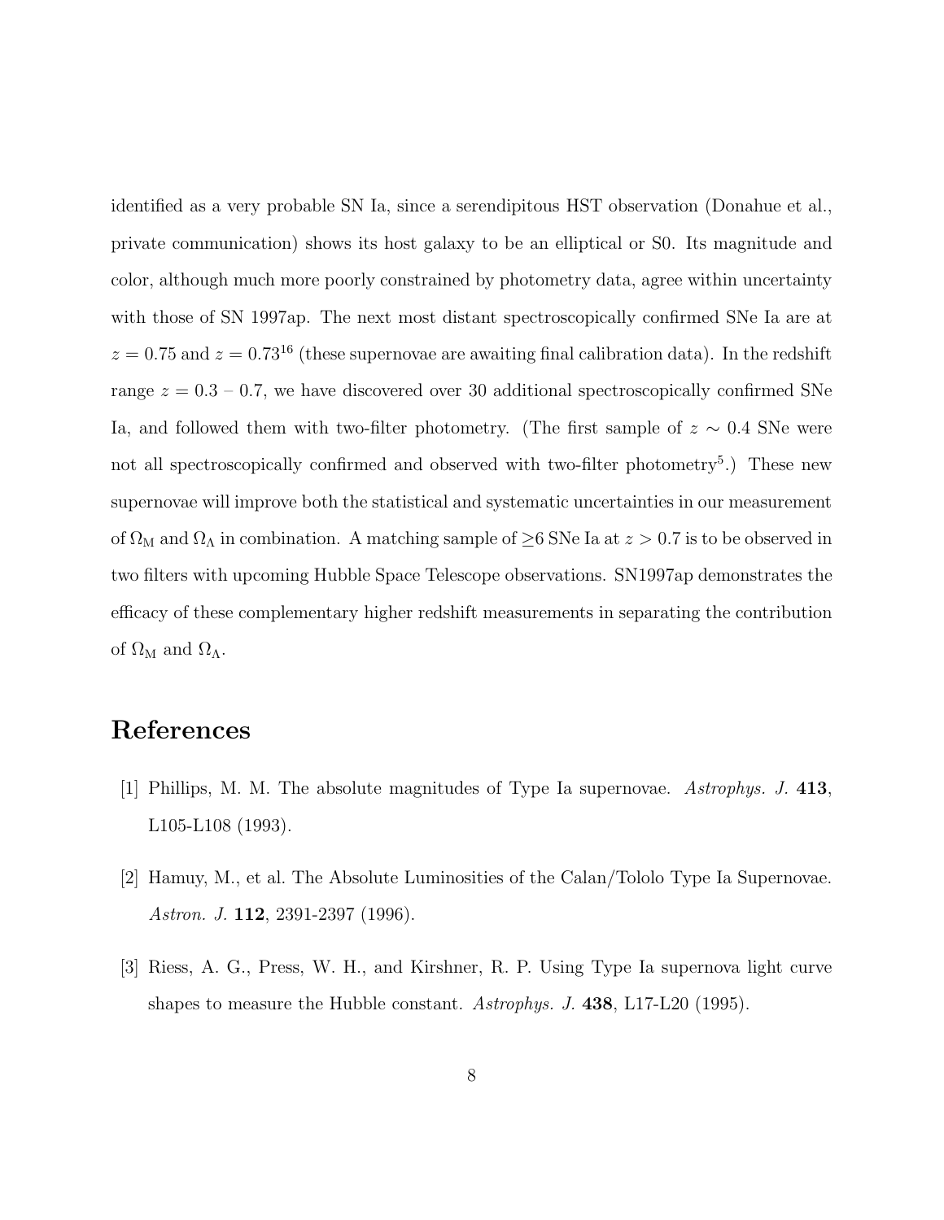identified as a very probable SN Ia, since a serendipitous HST observation (Donahue et al., private communication) shows its host galaxy to be an elliptical or S0. Its magnitude and color, although much more poorly constrained by photometry data, agree within uncertainty with those of SN 1997ap. The next most distant spectroscopically confirmed SNe Ia are at $z = 0.75$ and $z = 0.73$[16] (these supernovae are awaiting final calibration data). In the redshift range $z = 0.3$ – $0.7$, we have discovered over 30 additional spectroscopically confirmed SNe Ia, and followed them with two-filter photometry. (The first sample of $z \sim 0.4$ SNe were not all spectroscopically confirmed and observed with two-filter photometry[5].) These new supernovae will improve both the statistical and systematic uncertainties in our measurement of $\Omega_{\mathrm{M}}$ and $\Omega_{\Lambda}$ in combination. A matching sample of $\geq 6$ SNe Ia at $z > 0.7$ is to be observed in two filters with upcoming Hubble Space Telescope observations. SN1997ap demonstrates the efficacy of these complementary higher redshift measurements in separating the contribution of $\Omega_{\mathrm{M}}$ and $\Omega_{\Lambda}$.

# References

[1] Phillips, M. M. The absolute magnitudes of Type Ia supernovae. *Astrophys. J.* **413**, L105-L108 (1993).

[2] Hamuy, M., et al. The Absolute Luminosities of the Calan/Tololo Type Ia Supernovae. *Astron. J.* **112**, 2391-2397 (1996).

[3] Riess, A. G., Press, W. H., and Kirshner, R. P. Using Type Ia supernova light curve shapes to measure the Hubble constant. *Astrophys. J.* **438**, L17-L20 (1995).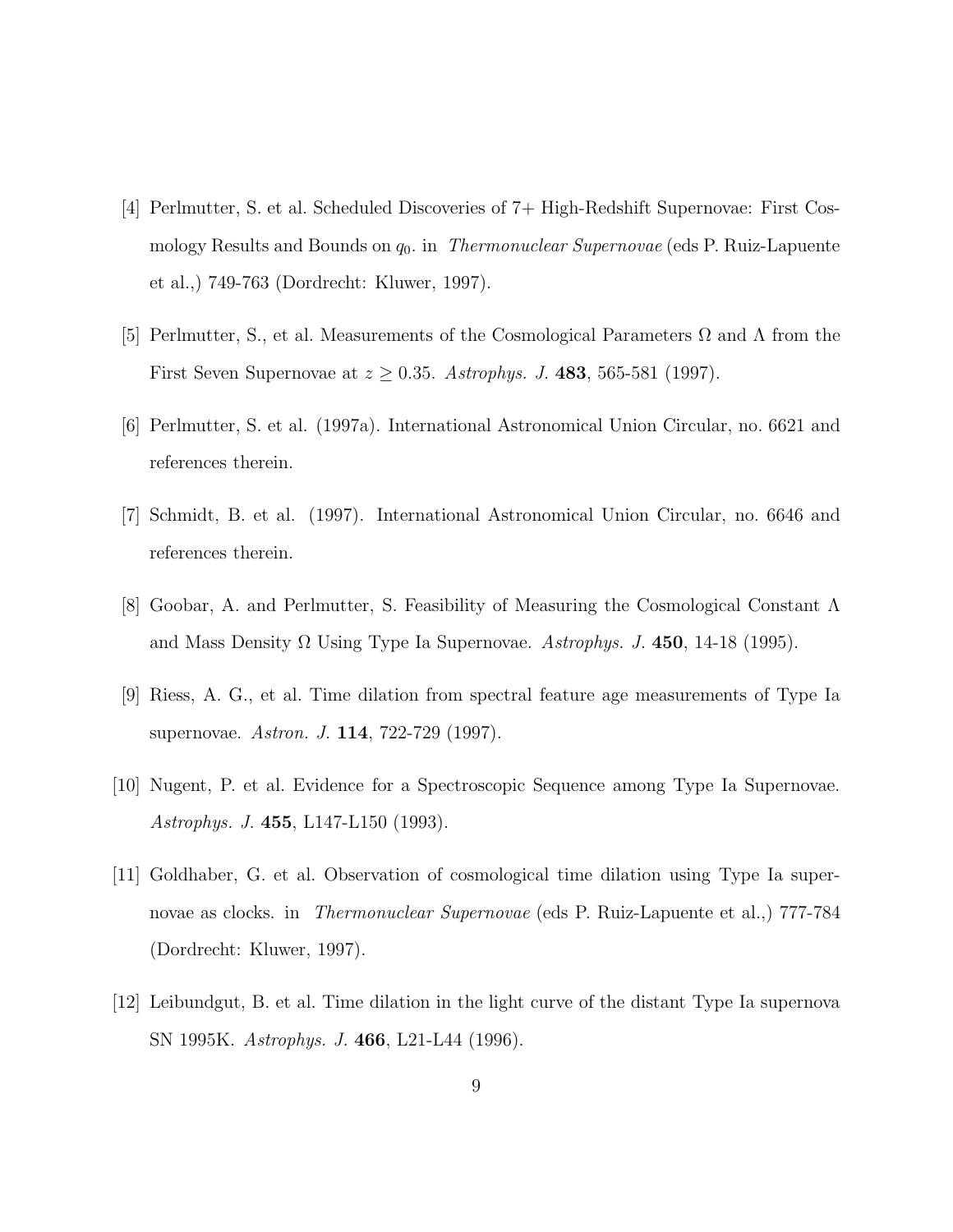[4] Perlmutter, S. et al. Scheduled Discoveries of 7+ High-Redshift Supernovae: First Cosmology Results and Bounds on $q_0$. in *Thermonuclear Supernovae* (eds P. Ruiz-Lapuente et al.,) 749-763 (Dordrecht: Kluwer, 1997).

[5] Perlmutter, S., et al. Measurements of the Cosmological Parameters $\Omega$ and $\Lambda$ from the First Seven Supernovae at $z \geq 0.35$. *Astrophys. J.* **483**, 565-581 (1997).

[6] Perlmutter, S. et al. (1997a). International Astronomical Union Circular, no. 6621 and references therein.

[7] Schmidt, B. et al. (1997). International Astronomical Union Circular, no. 6646 and references therein.

[8] Goobar, A. and Perlmutter, S. Feasibility of Measuring the Cosmological Constant $\Lambda$ and Mass Density $\Omega$ Using Type Ia Supernovae. *Astrophys. J.* **450**, 14-18 (1995).

[9] Riess, A. G., et al. Time dilation from spectral feature age measurements of Type Ia supernovae. *Astron. J.* **114**, 722-729 (1997).

[10] Nugent, P. et al. Evidence for a Spectroscopic Sequence among Type Ia Supernovae. *Astrophys. J.* **455**, L147-L150 (1993).

[11] Goldhaber, G. et al. Observation of cosmological time dilation using Type Ia supernovae as clocks. in *Thermonuclear Supernovae* (eds P. Ruiz-Lapuente et al.,) 777-784 (Dordrecht: Kluwer, 1997).

[12] Leibundgut, B. et al. Time dilation in the light curve of the distant Type Ia supernova SN 1995K. *Astrophys. J.* **466**, L21-L44 (1996).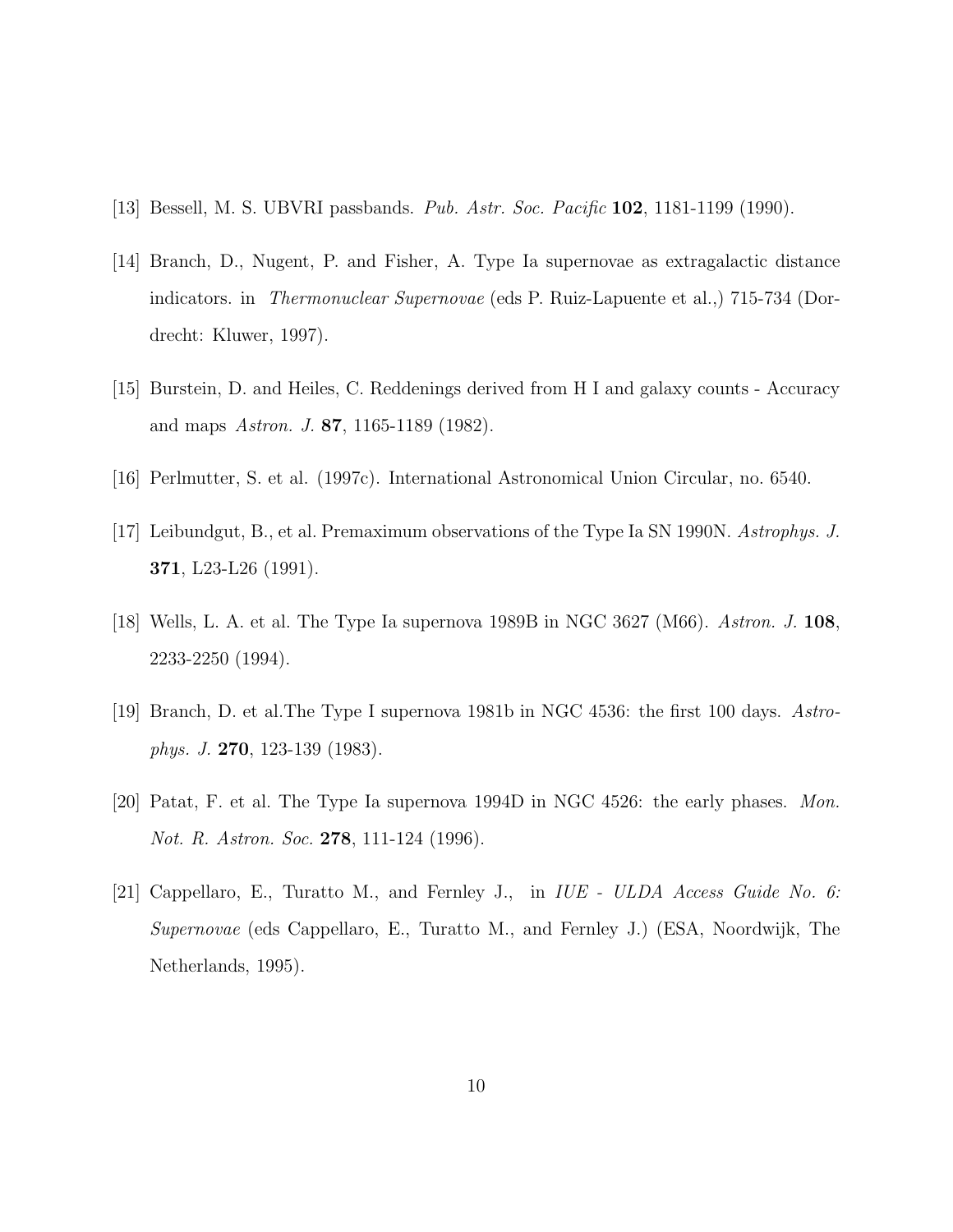[13] Bessell, M. S. UBVRI passbands. *Pub. Astr. Soc. Pacific* **102**, 1181-1199 (1990).

[14] Branch, D., Nugent, P. and Fisher, A. Type Ia supernovae as extragalactic distance indicators. in *Thermonuclear Supernovae* (eds P. Ruiz-Lapuente et al.,) 715-734 (Dordrecht: Kluwer, 1997).

[15] Burstein, D. and Heiles, C. Reddenings derived from H I and galaxy counts - Accuracy and maps *Astron. J.* **87**, 1165-1189 (1982).

[16] Perlmutter, S. et al. (1997c). International Astronomical Union Circular, no. 6540.

[17] Leibundgut, B., et al. Premaximum observations of the Type Ia SN 1990N. *Astrophys. J.* **371**, L23-L26 (1991).

[18] Wells, L. A. et al. The Type Ia supernova 1989B in NGC 3627 (M66). *Astron. J.* **108**, 2233-2250 (1994).

[19] Branch, D. et al.The Type I supernova 1981b in NGC 4536: the first 100 days. *Astrophys. J.* **270**, 123-139 (1983).

[20] Patat, F. et al. The Type Ia supernova 1994D in NGC 4526: the early phases. *Mon. Not. R. Astron. Soc.* **278**, 111-124 (1996).

[21] Cappellaro, E., Turatto M., and Fernley J., in *IUE - ULDA Access Guide No. 6: Supernovae* (eds Cappellaro, E., Turatto M., and Fernley J.) (ESA, Noordwijk, The Netherlands, 1995).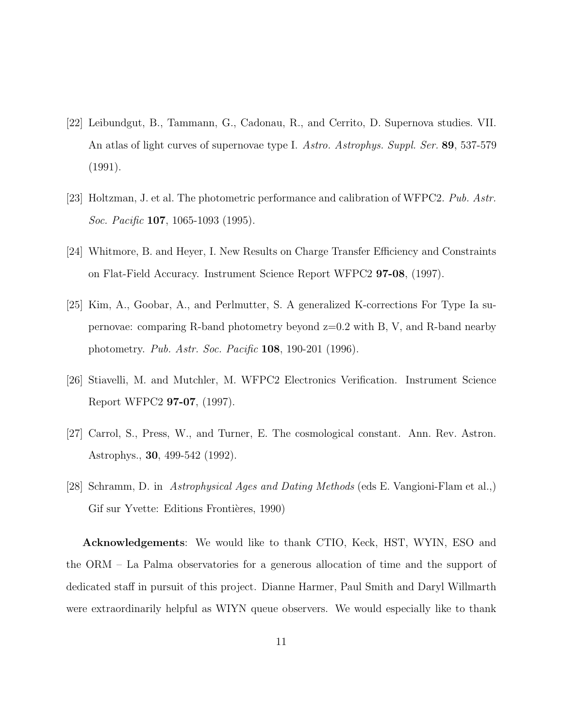[22] Leibundgut, B., Tammann, G., Cadonau, R., and Cerrito, D. Supernova studies. VII. An atlas of light curves of supernovae type I. *Astro. Astrophys. Suppl. Ser.* **89**, 537-579 (1991).

[23] Holtzman, J. et al. The photometric performance and calibration of WFPC2. *Pub. Astr. Soc. Pacific* **107**, 1065-1093 (1995).

[24] Whitmore, B. and Heyer, I. New Results on Charge Transfer Efficiency and Constraints on Flat-Field Accuracy. Instrument Science Report WFPC2 **97-08**, (1997).

[25] Kim, A., Goobar, A., and Perlmutter, S. A generalized K-corrections For Type Ia supernovae: comparing R-band photometry beyond z=0.2 with B, V, and R-band nearby photometry. *Pub. Astr. Soc. Pacific* **108**, 190-201 (1996).

[26] Stiavelli, M. and Mutchler, M. WFPC2 Electronics Verification. Instrument Science Report WFPC2 **97-07**, (1997).

[27] Carrol, S., Press, W., and Turner, E. The cosmological constant. Ann. Rev. Astron. Astrophys., **30**, 499-542 (1992).

[28] Schramm, D. in *Astrophysical Ages and Dating Methods* (eds E. Vangioni-Flam et al.,) Gif sur Yvette: Editions Frontières, 1990)

**Acknowledgements**: We would like to thank CTIO, Keck, HST, WYIN, ESO and the ORM – La Palma observatories for a generous allocation of time and the support of dedicated staff in pursuit of this project. Dianne Harmer, Paul Smith and Daryl Willmarth were extraordinarily helpful as WIYN queue observers. We would especially like to thank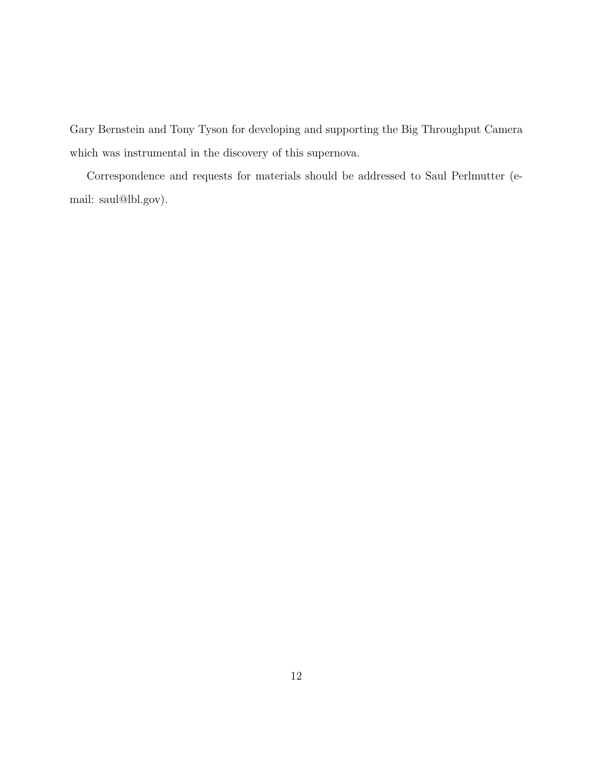Gary Bernstein and Tony Tyson for developing and supporting the Big Throughput Camera which was instrumental in the discovery of this supernova.

Correspondence and requests for materials should be addressed to Saul Perlmutter (e-mail: saul@lbl.gov).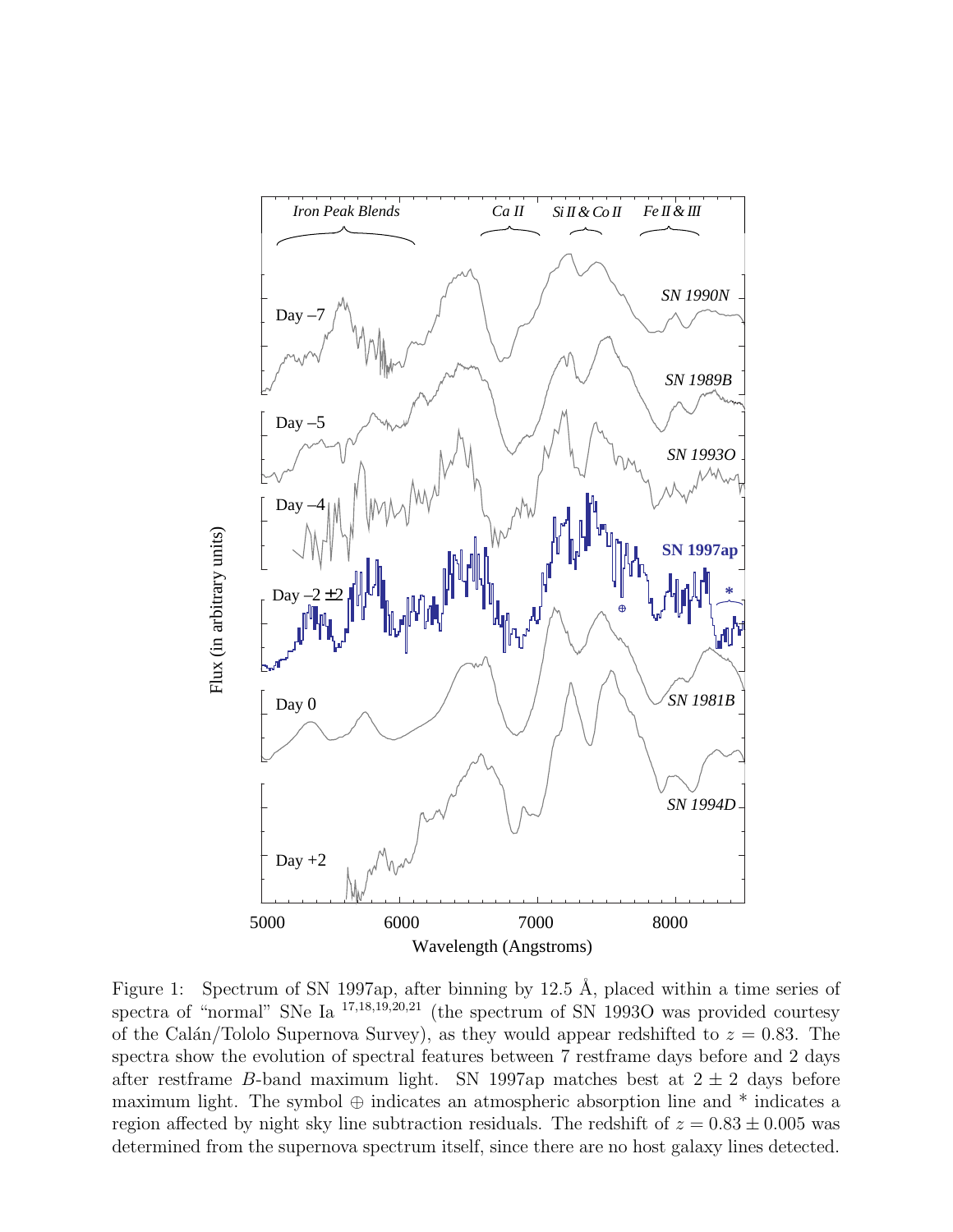Figure 1: Spectrum of SN 1997ap, after binning by 12.5 Å, placed within a time series of spectra of "normal" SNe Ia [17,18,19,20,21] (the spectrum of SN 1993O was provided courtesy of the Calán/Tololo Supernova Survey), as they would appear redshifted to $z = 0.83$. The spectra show the evolution of spectral features between 7 restframe days before and 2 days after restframe $B$-band maximum light. SN 1997ap matches best at $2 \pm 2$ days before maximum light. The symbol $\oplus$ indicates an atmospheric absorption line and * indicates a region affected by night sky line subtraction residuals. The redshift of $z = 0.83 \pm 0.005$ was determined from the supernova spectrum itself, since there are no host galaxy lines detected.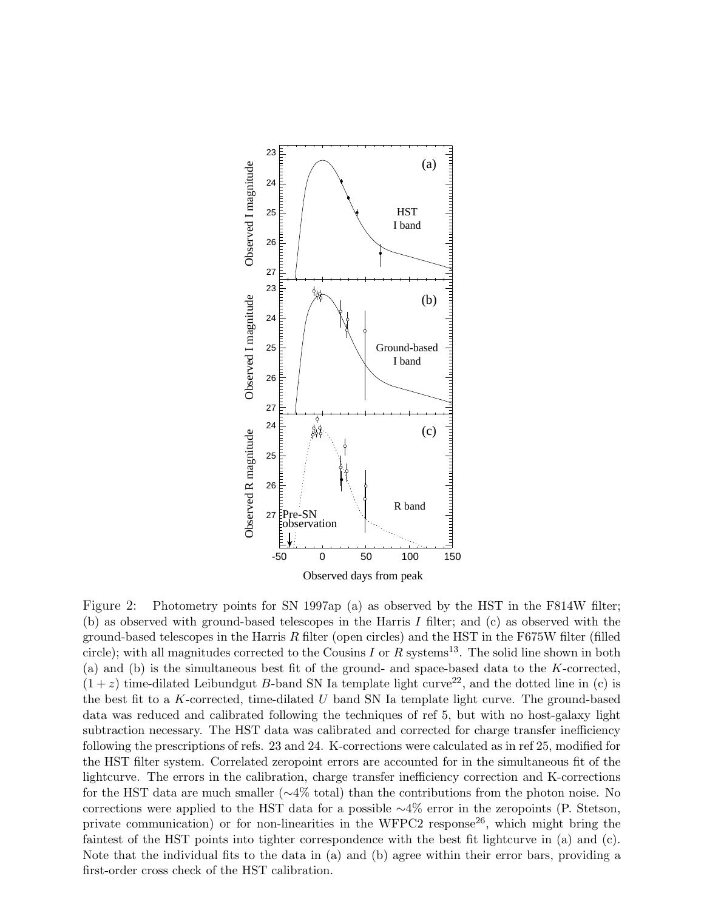Figure 2: Photometry points for SN 1997ap (a) as observed by the HST in the F814W filter; (b) as observed with ground-based telescopes in the Harris $I$ filter; and (c) as observed with the ground-based telescopes in the Harris $R$ filter (open circles) and the HST in the F675W filter (filled circle); with all magnitudes corrected to the Cousins $I$ or $R$ systems[13]. The solid line shown in both (a) and (b) is the simultaneous best fit of the ground- and space-based data to the $K$-corrected, $(1+z)$ time-dilated Leibundgut $B$-band SN Ia template light curve[22], and the dotted line in (c) is the best fit to a $K$-corrected, time-dilated $U$ band SN Ia template light curve. The ground-based data was reduced and calibrated following the techniques of ref 5, but with no host-galaxy light subtraction necessary. The HST data was calibrated and corrected for charge transfer inefficiency following the prescriptions of refs. 23 and 24. K-corrections were calculated as in ref 25, modified for the HST filter system. Correlated zeropoint errors are accounted for in the simultaneous fit of the lightcurve. The errors in the calibration, charge transfer inefficiency correction and K-corrections for the HST data are much smaller ($\sim$4% total) than the contributions from the photon noise. No corrections were applied to the HST data for a possible $\sim$4% error in the zeropoints (P. Stetson, private communication) or for non-linearities in the WFPC2 response[26], which might bring the faintest of the HST points into tighter correspondence with the best fit lightcurve in (a) and (c). Note that the individual fits to the data in (a) and (b) agree within their error bars, providing a first-order cross check of the HST calibration.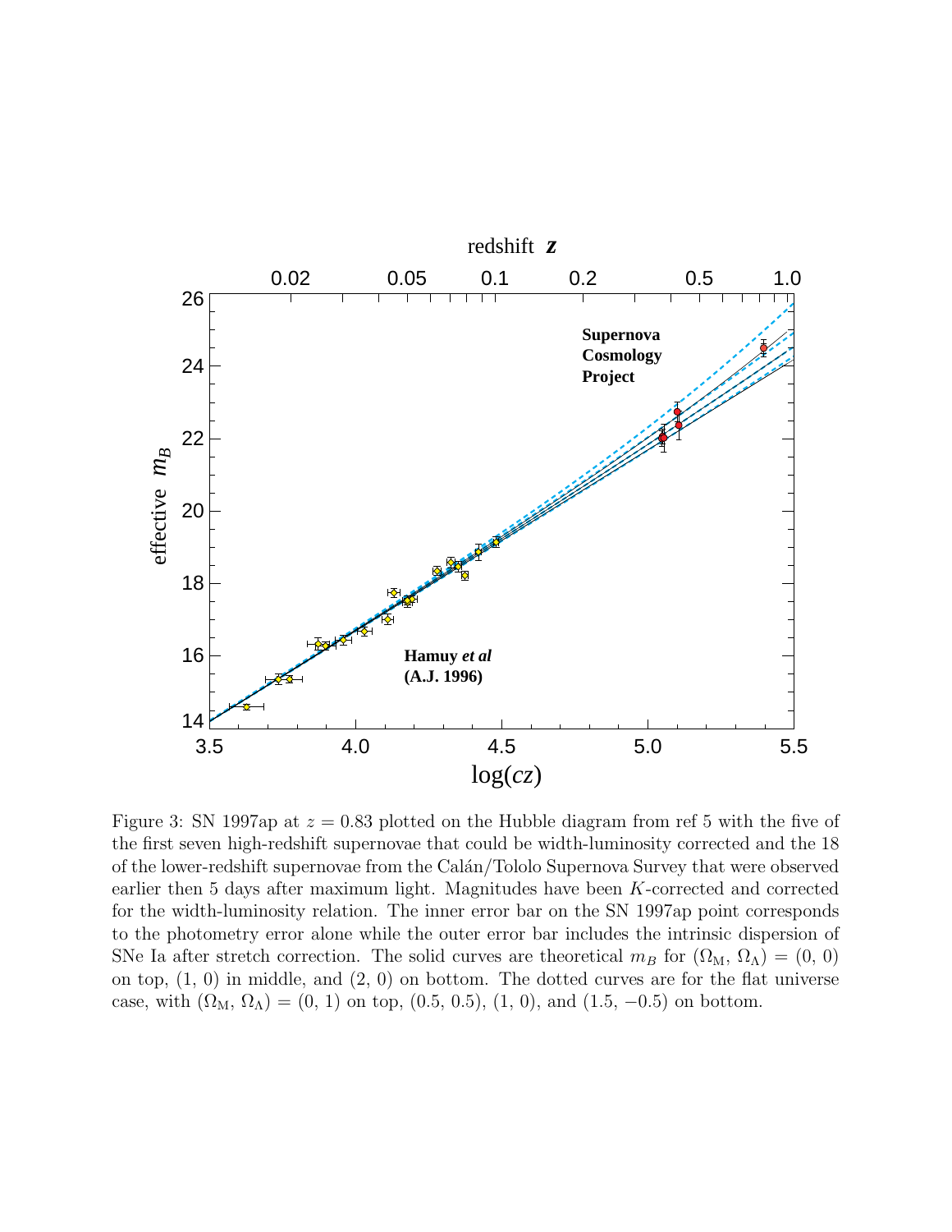Figure 3: SN 1997ap at $z = 0.83$ plotted on the Hubble diagram from ref 5 with the five of the first seven high-redshift supernovae that could be width-luminosity corrected and the 18 of the lower-redshift supernovae from the Calán/Tololo Supernova Survey that were observed earlier then 5 days after maximum light. Magnitudes have been $K$-corrected and corrected for the width-luminosity relation. The inner error bar on the SN 1997ap point corresponds to the photometry error alone while the outer error bar includes the intrinsic dispersion of SNe Ia after stretch correction. The solid curves are theoretical $m_B$ for $(\Omega_M, \Omega_\Lambda) = (0, 0)$ on top, $(1, 0)$ in middle, and $(2, 0)$ on bottom. The dotted curves are for the flat universe case, with $(\Omega_M, \Omega_\Lambda) = (0, 1)$ on top, $(0.5, 0.5)$, $(1, 0)$, and $(1.5, -0.5)$ on bottom.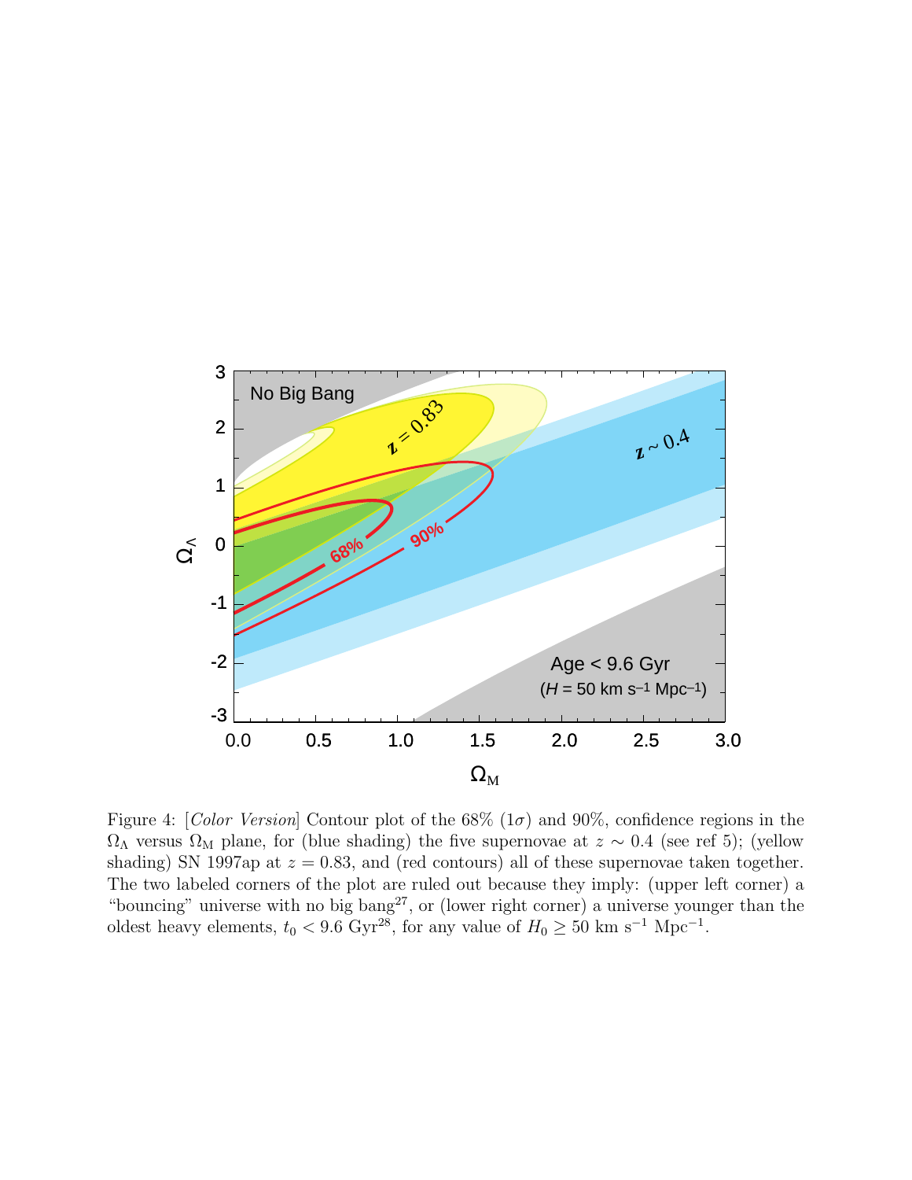Figure 4: [*Color Version*] Contour plot of the 68% ($1\sigma$) and 90%, confidence regions in the $\Omega_\Lambda$ versus $\Omega_M$ plane, for (blue shading) the five supernovae at $z \sim 0.4$ (see ref 5); (yellow shading) SN 1997ap at $z = 0.83$, and (red contours) all of these supernovae taken together. The two labeled corners of the plot are ruled out because they imply: (upper left corner) a "bouncing" universe with no big bang[27], or (lower right corner) a universe younger than the oldest heavy elements, $t_0 < 9.6$ Gyr[28], for any value of $H_0 \geq 50$ km s$^{-1}$ Mpc$^{-1}$.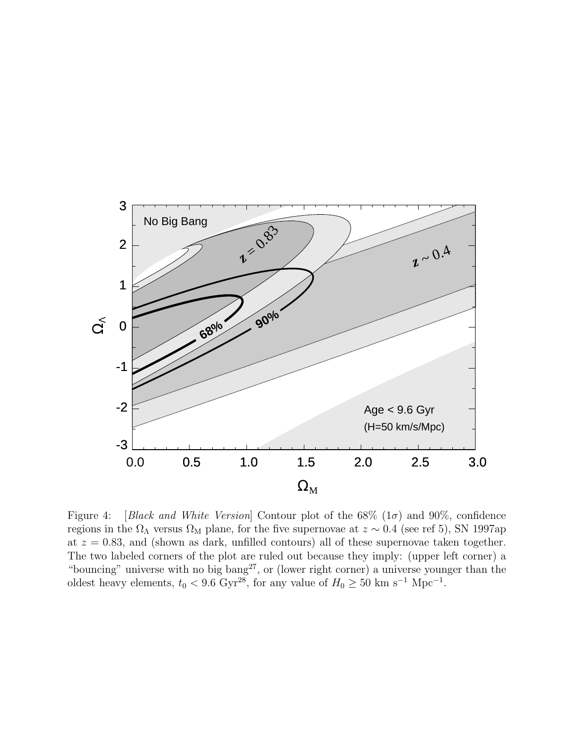No Big Bang

$z = 0.83$

$z \sim 0.4$

68%

90%

Age < 9.6 Gyr

(H=50 km/s/Mpc)

$\Omega_\Lambda$

$\Omega_M$

3
2
1
0
-1
-2
-3

0.0 0.5 1.0 1.5 2.0 2.5 3.0

Figure 4: [*Black and White Version*] Contour plot of the 68% ($1\sigma$) and 90%, confidence regions in the $\Omega_\Lambda$ versus $\Omega_M$ plane, for the five supernovae at $z \sim 0.4$ (see ref 5), SN 1997ap at $z = 0.83$, and (shown as dark, unfilled contours) all of these supernovae taken together. The two labeled corners of the plot are ruled out because they imply: (upper left corner) a "bouncing" universe with no big bang[27], or (lower right corner) a universe younger than the oldest heavy elements, $t_0 < 9.6$ Gyr[28], for any value of $H_0 \geq 50$ km s$^{-1}$ Mpc$^{-1}$.